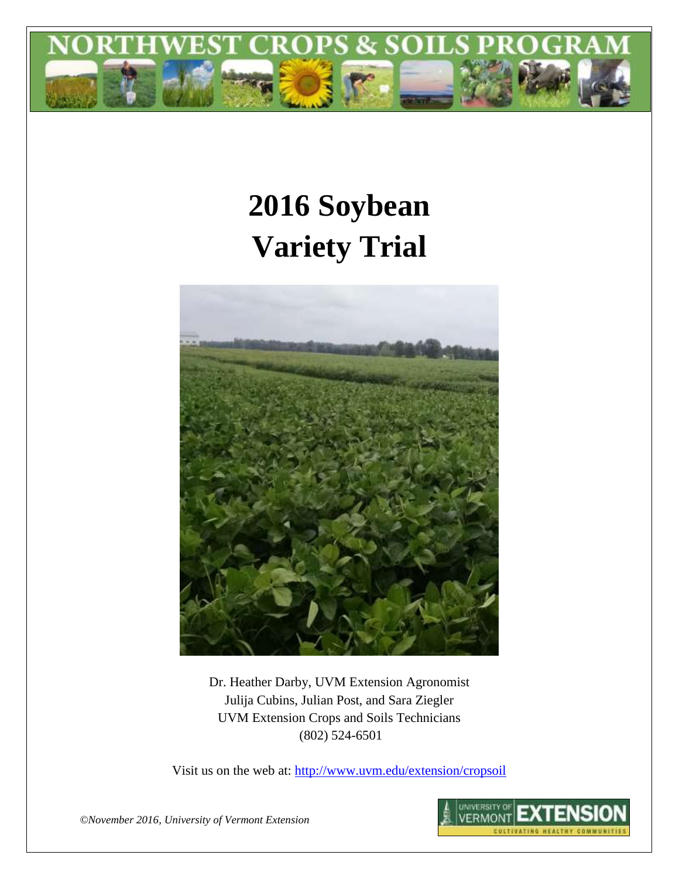NORTHWEST CROPS & SOILS PROGRAM

# 2016 Soybean Variety Trial

Dr. Heather Darby, UVM Extension Agronomist
Julija Cubins, Julian Post, and Sara Ziegler
UVM Extension Crops and Soils Technicians
(802) 524-6501

Visit us on the web at: http://www.uvm.edu/extension/cropsoil

*©November 2016, University of Vermont Extension*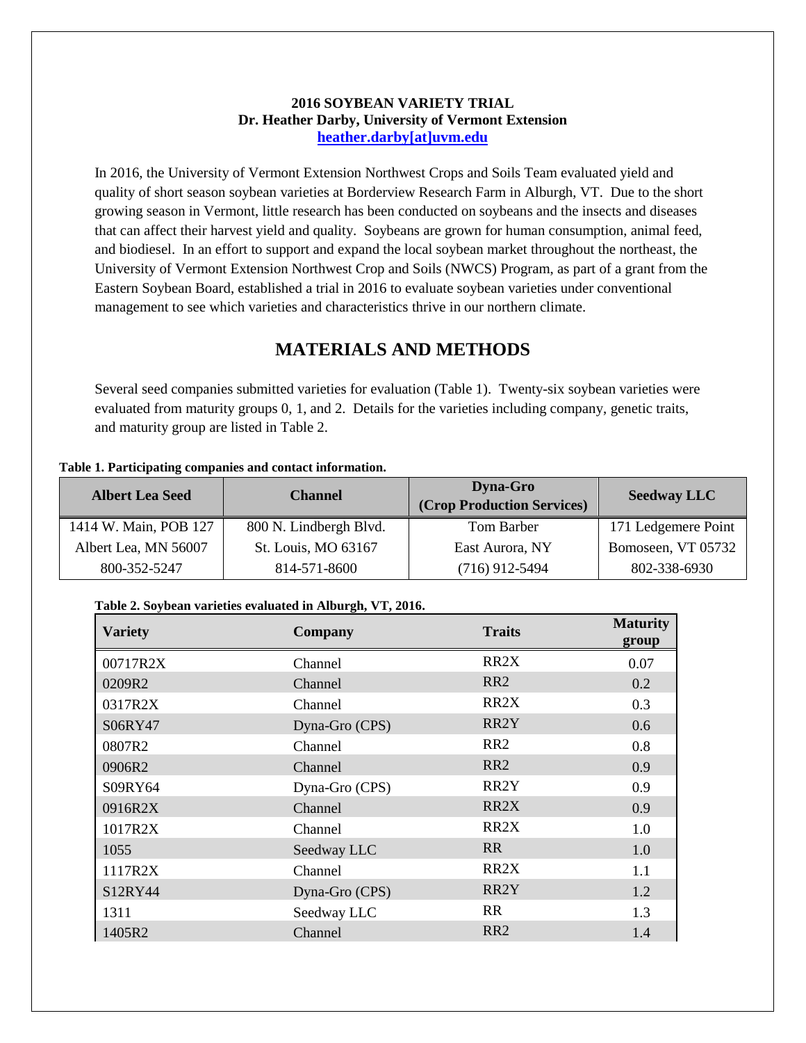**2016 SOYBEAN VARIETY TRIAL**
**Dr. Heather Darby, University of Vermont Extension**
**heather.darby[at]uvm.edu**

In 2016, the University of Vermont Extension Northwest Crops and Soils Team evaluated yield and quality of short season soybean varieties at Borderview Research Farm in Alburgh, VT. Due to the short growing season in Vermont, little research has been conducted on soybeans and the insects and diseases that can affect their harvest yield and quality. Soybeans are grown for human consumption, animal feed, and biodiesel. In an effort to support and expand the local soybean market throughout the northeast, the University of Vermont Extension Northwest Crop and Soils (NWCS) Program, as part of a grant from the Eastern Soybean Board, established a trial in 2016 to evaluate soybean varieties under conventional management to see which varieties and characteristics thrive in our northern climate.

# MATERIALS AND METHODS

Several seed companies submitted varieties for evaluation (Table 1). Twenty-six soybean varieties were evaluated from maturity groups 0, 1, and 2. Details for the varieties including company, genetic traits, and maturity group are listed in Table 2.

**Table 1. Participating companies and contact information.**

| Albert Lea Seed | Channel | Dyna-Gro (Crop Production Services) | Seedway LLC |
|---|---|---|---|
| 1414 W. Main, POB 127 | 800 N. Lindbergh Blvd. | Tom Barber | 171 Ledgemere Point |
| Albert Lea, MN 56007 | St. Louis, MO 63167 | East Aurora, NY | Bomoseen, VT 05732 |
| 800-352-5247 | 814-571-8600 | (716) 912-5494 | 802-338-6930 |

**Table 2. Soybean varieties evaluated in Alburgh, VT, 2016.**

| Variety | Company | Traits | Maturity group |
|---|---|---|---|
| 00717R2X | Channel | RR2X | 0.07 |
| 0209R2 | Channel | RR2 | 0.2 |
| 0317R2X | Channel | RR2X | 0.3 |
| S06RY47 | Dyna-Gro (CPS) | RR2Y | 0.6 |
| 0807R2 | Channel | RR2 | 0.8 |
| 0906R2 | Channel | RR2 | 0.9 |
| S09RY64 | Dyna-Gro (CPS) | RR2Y | 0.9 |
| 0916R2X | Channel | RR2X | 0.9 |
| 1017R2X | Channel | RR2X | 1.0 |
| 1055 | Seedway LLC | RR | 1.0 |
| 1117R2X | Channel | RR2X | 1.1 |
| S12RY44 | Dyna-Gro (CPS) | RR2Y | 1.2 |
| 1311 | Seedway LLC | RR | 1.3 |
| 1405R2 | Channel | RR2 | 1.4 |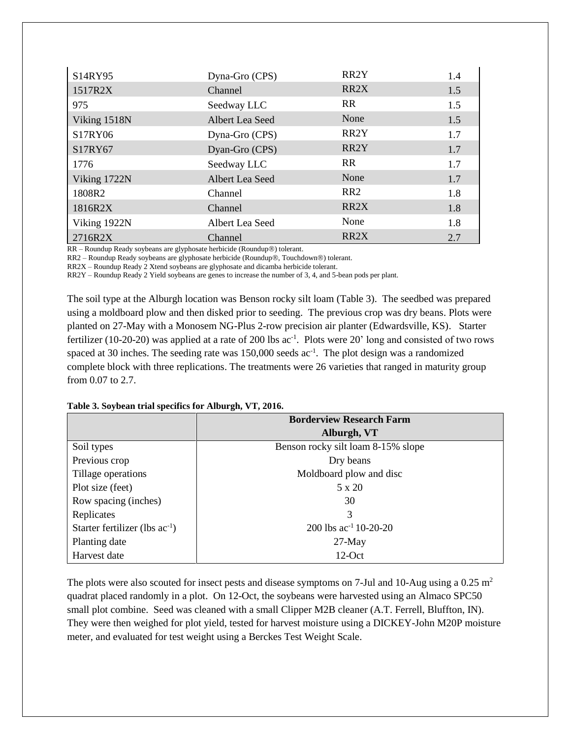| S14RY95 | Dyna-Gro (CPS) | RR2Y | 1.4 |
|---|---|---|---|
| 1517R2X | Channel | RR2X | 1.5 |
| 975 | Seedway LLC | RR | 1.5 |
| Viking 1518N | Albert Lea Seed | None | 1.5 |
| S17RY06 | Dyna-Gro (CPS) | RR2Y | 1.7 |
| S17RY67 | Dyan-Gro (CPS) | RR2Y | 1.7 |
| 1776 | Seedway LLC | RR | 1.7 |
| Viking 1722N | Albert Lea Seed | None | 1.7 |
| 1808R2 | Channel | RR2 | 1.8 |
| 1816R2X | Channel | RR2X | 1.8 |
| Viking 1922N | Albert Lea Seed | None | 1.8 |
| 2716R2X | Channel | RR2X | 2.7 |

RR – Roundup Ready soybeans are glyphosate herbicide (Roundup®) tolerant.
RR2 – Roundup Ready soybeans are glyphosate herbicide (Roundup®, Touchdown®) tolerant.
RR2X – Roundup Ready 2 Xtend soybeans are glyphosate and dicamba herbicide tolerant.
RR2Y – Roundup Ready 2 Yield soybeans are genes to increase the number of 3, 4, and 5-bean pods per plant.

The soil type at the Alburgh location was Benson rocky silt loam (Table 3). The seedbed was prepared using a moldboard plow and then disked prior to seeding. The previous crop was dry beans. Plots were planted on 27-May with a Monosem NG-Plus 2-row precision air planter (Edwardsville, KS). Starter fertilizer (10-20-20) was applied at a rate of 200 lbs $ac^{-1}$. Plots were 20' long and consisted of two rows spaced at 30 inches. The seeding rate was 150,000 seeds $ac^{-1}$. The plot design was a randomized complete block with three replications. The treatments were 26 varieties that ranged in maturity group from 0.07 to 2.7.

**Table 3. Soybean trial specifics for Alburgh, VT, 2016.**

| | **Borderview Research Farm Alburgh, VT** |
|---|---|
| Soil types | Benson rocky silt loam 8-15% slope |
| Previous crop | Dry beans |
| Tillage operations | Moldboard plow and disc |
| Plot size (feet) | 5 x 20 |
| Row spacing (inches) | 30 |
| Replicates | 3 |
| Starter fertilizer (lbs $ac^{-1}$) | 200 lbs $ac^{-1}$ 10-20-20 |
| Planting date | 27-May |
| Harvest date | 12-Oct |

The plots were also scouted for insect pests and disease symptoms on 7-Jul and 10-Aug using a 0.25 $m^2$ quadrat placed randomly in a plot. On 12-Oct, the soybeans were harvested using an Almaco SPC50 small plot combine. Seed was cleaned with a small Clipper M2B cleaner (A.T. Ferrell, Bluffton, IN). They were then weighed for plot yield, tested for harvest moisture using a DICKEY-John M20P moisture meter, and evaluated for test weight using a Berckes Test Weight Scale.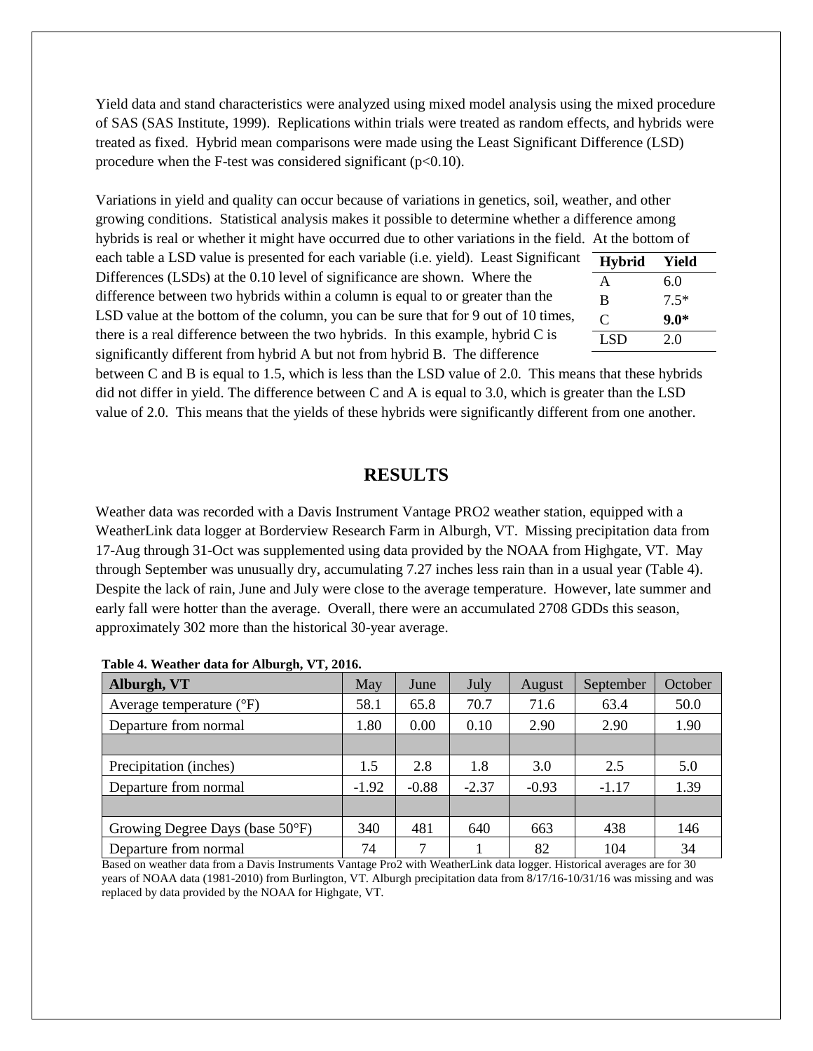Yield data and stand characteristics were analyzed using mixed model analysis using the mixed procedure of SAS (SAS Institute, 1999). Replications within trials were treated as random effects, and hybrids were treated as fixed. Hybrid mean comparisons were made using the Least Significant Difference (LSD) procedure when the F-test was considered significant ($p<0.10$).

Variations in yield and quality can occur because of variations in genetics, soil, weather, and other growing conditions. Statistical analysis makes it possible to determine whether a difference among hybrids is real or whether it might have occurred due to other variations in the field. At the bottom of each table a LSD value is presented for each variable (i.e. yield). Least Significant Differences (LSDs) at the 0.10 level of significance are shown. Where the difference between two hybrids within a column is equal to or greater than the LSD value at the bottom of the column, you can be sure that for 9 out of 10 times, there is a real difference between the two hybrids. In this example, hybrid C is significantly different from hybrid A but not from hybrid B. The difference between C and B is equal to 1.5, which is less than the LSD value of 2.0. This means that these hybrids did not differ in yield. The difference between C and A is equal to 3.0, which is greater than the LSD value of 2.0. This means that the yields of these hybrids were significantly different from one another.

| Hybrid | Yield |
|---|---|
| A | 6.0 |
| B | 7.5* |
| C | **9.0*** |
| LSD | 2.0 |

# RESULTS

Weather data was recorded with a Davis Instrument Vantage PRO2 weather station, equipped with a WeatherLink data logger at Borderview Research Farm in Alburgh, VT. Missing precipitation data from 17-Aug through 31-Oct was supplemented using data provided by the NOAA from Highgate, VT. May through September was unusually dry, accumulating 7.27 inches less rain than in a usual year (Table 4). Despite the lack of rain, June and July were close to the average temperature. However, late summer and early fall were hotter than the average. Overall, there were an accumulated 2708 GDDs this season, approximately 302 more than the historical 30-year average.

**Table 4. Weather data for Alburgh, VT, 2016.**

| Alburgh, VT | May | June | July | August | September | October |
|---|---|---|---|---|---|---|
| Average temperature (°F) | 58.1 | 65.8 | 70.7 | 71.6 | 63.4 | 50.0 |
| Departure from normal | 1.80 | 0.00 | 0.10 | 2.90 | 2.90 | 1.90 |
| | | | | | | |
| Precipitation (inches) | 1.5 | 2.8 | 1.8 | 3.0 | 2.5 | 5.0 |
| Departure from normal | -1.92 | -0.88 | -2.37 | -0.93 | -1.17 | 1.39 |
| | | | | | | |
| Growing Degree Days (base 50°F) | 340 | 481 | 640 | 663 | 438 | 146 |
| Departure from normal | 74 | 7 | 1 | 82 | 104 | 34 |

Based on weather data from a Davis Instruments Vantage Pro2 with WeatherLink data logger. Historical averages are for 30 years of NOAA data (1981-2010) from Burlington, VT. Alburgh precipitation data from 8/17/16-10/31/16 was missing and was replaced by data provided by the NOAA for Highgate, VT.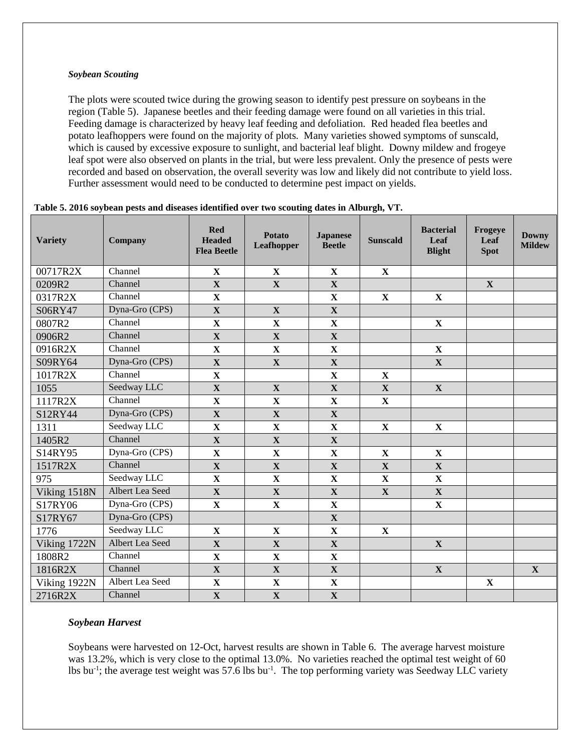*Soybean Scouting*

The plots were scouted twice during the growing season to identify pest pressure on soybeans in the region (Table 5). Japanese beetles and their feeding damage were found on all varieties in this trial. Feeding damage is characterized by heavy leaf feeding and defoliation. Red headed flea beetles and potato leafhoppers were found on the majority of plots. Many varieties showed symptoms of sunscald, which is caused by excessive exposure to sunlight, and bacterial leaf blight. Downy mildew and frogeye leaf spot were also observed on plants in the trial, but were less prevalent. Only the presence of pests were recorded and based on observation, the overall severity was low and likely did not contribute to yield loss. Further assessment would need to be conducted to determine pest impact on yields.

**Table 5. 2016 soybean pests and diseases identified over two scouting dates in Alburgh, VT.**

| Variety | Company | Red Headed Flea Beetle | Potato Leafhopper | Japanese Beetle | Sunscald | Bacterial Leaf Blight | Frogeye Leaf Spot | Downy Mildew |
|---|---|---|---|---|---|---|---|---|
| 00717R2X | Channel | X | X | X | X | | | |
| 0209R2 | Channel | X | X | X | | | X | |
| 0317R2X | Channel | X | | X | X | X | | |
| S06RY47 | Dyna-Gro (CPS) | X | X | X | | | | |
| 0807R2 | Channel | X | X | X | | X | | |
| 0906R2 | Channel | X | X | X | | | | |
| 0916R2X | Channel | X | X | X | | X | | |
| S09RY64 | Dyna-Gro (CPS) | X | X | X | | X | | |
| 1017R2X | Channel | X | | X | X | | | |
| 1055 | Seedway LLC | X | X | X | X | X | | |
| 1117R2X | Channel | X | X | X | X | | | |
| S12RY44 | Dyna-Gro (CPS) | X | X | X | | | | |
| 1311 | Seedway LLC | X | X | X | X | X | | |
| 1405R2 | Channel | X | X | X | | | | |
| S14RY95 | Dyna-Gro (CPS) | X | X | X | X | X | | |
| 1517R2X | Channel | X | X | X | X | X | | |
| 975 | Seedway LLC | X | X | X | X | X | | |
| Viking 1518N | Albert Lea Seed | X | X | X | X | X | | |
| S17RY06 | Dyna-Gro (CPS) | X | X | X | | X | | |
| S17RY67 | Dyna-Gro (CPS) | | | X | | | | |
| 1776 | Seedway LLC | X | X | X | X | | | |
| Viking 1722N | Albert Lea Seed | X | X | X | | X | | |
| 1808R2 | Channel | X | X | X | | | | |
| 1816R2X | Channel | X | X | X | | X | | X |
| Viking 1922N | Albert Lea Seed | X | X | X | | | X | |
| 2716R2X | Channel | X | X | X | | | | |

***Soybean Harvest***

Soybeans were harvested on 12-Oct, harvest results are shown in Table 6. The average harvest moisture was 13.2%, which is very close to the optimal 13.0%. No varieties reached the optimal test weight of 60 lbs bu$^{-1}$; the average test weight was 57.6 lbs bu$^{-1}$. The top performing variety was Seedway LLC variety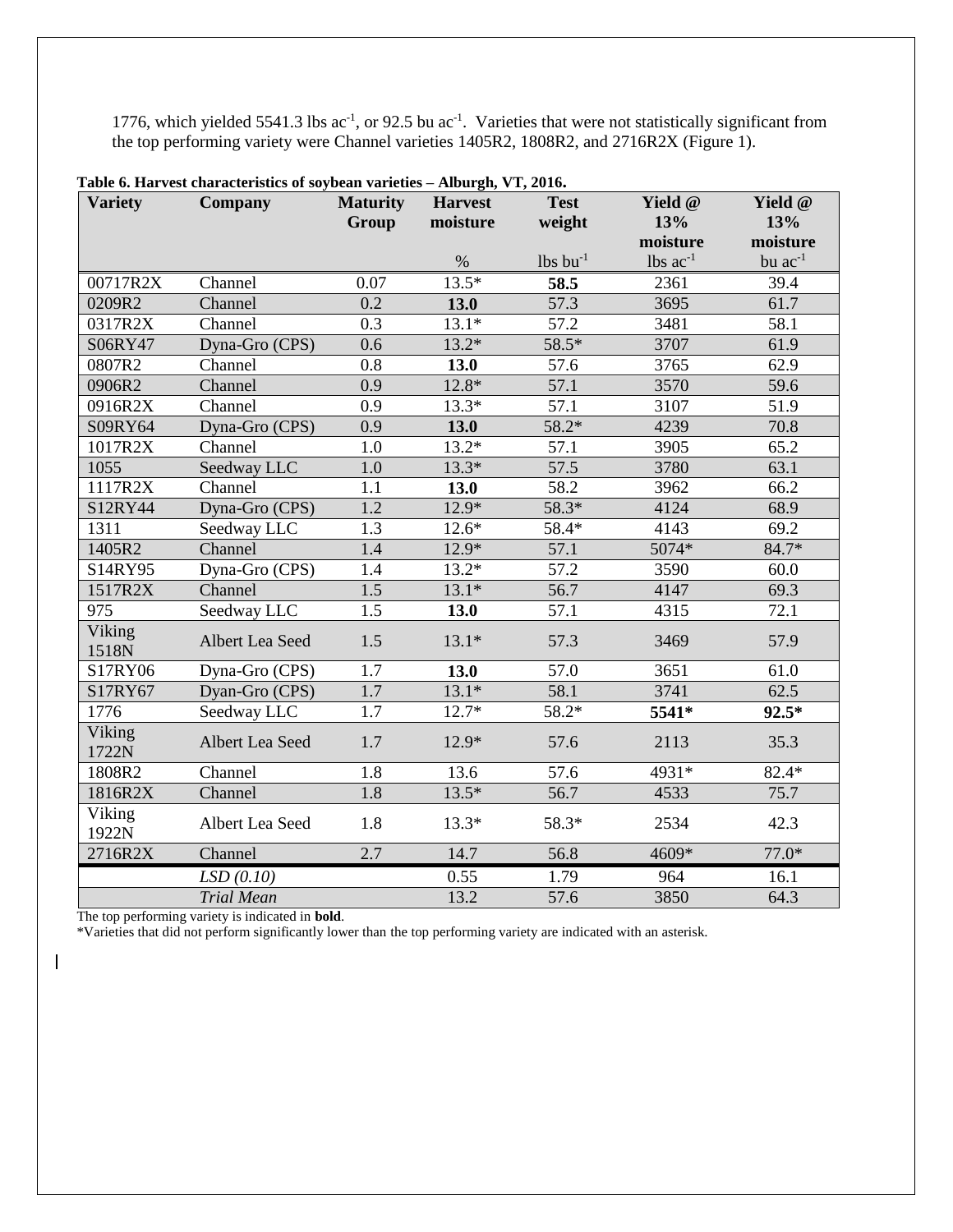1776, which yielded 5541.3 lbs ac$^{-1}$, or 92.5 bu ac$^{-1}$. Varieties that were not statistically significant from the top performing variety were Channel varieties 1405R2, 1808R2, and 2716R2X (Figure 1).

**Table 6. Harvest characteristics of soybean varieties – Alburgh, VT, 2016.**

| Variety | Company | Maturity Group | Harvest moisture | Test weight | Yield @ 13% moisture | Yield @ 13% moisture |
|---|---|---|---|---|---|---|
| | | | % | lbs bu$^{-1}$ | lbs ac$^{-1}$ | bu ac$^{-1}$ |
| 00717R2X | Channel | 0.07 | 13.5* | **58.5** | 2361 | 39.4 |
| 0209R2 | Channel | 0.2 | **13.0** | 57.3 | 3695 | 61.7 |
| 0317R2X | Channel | 0.3 | 13.1* | 57.2 | 3481 | 58.1 |
| S06RY47 | Dyna-Gro (CPS) | 0.6 | 13.2* | 58.5* | 3707 | 61.9 |
| 0807R2 | Channel | 0.8 | **13.0** | 57.6 | 3765 | 62.9 |
| 0906R2 | Channel | 0.9 | 12.8* | 57.1 | 3570 | 59.6 |
| 0916R2X | Channel | 0.9 | 13.3* | 57.1 | 3107 | 51.9 |
| S09RY64 | Dyna-Gro (CPS) | 0.9 | **13.0** | 58.2* | 4239 | 70.8 |
| 1017R2X | Channel | 1.0 | 13.2* | 57.1 | 3905 | 65.2 |
| 1055 | Seedway LLC | 1.0 | 13.3* | 57.5 | 3780 | 63.1 |
| 1117R2X | Channel | 1.1 | **13.0** | 58.2 | 3962 | 66.2 |
| S12RY44 | Dyna-Gro (CPS) | 1.2 | 12.9* | 58.3* | 4124 | 68.9 |
| 1311 | Seedway LLC | 1.3 | 12.6* | 58.4* | 4143 | 69.2 |
| 1405R2 | Channel | 1.4 | 12.9* | 57.1 | 5074* | 84.7* |
| S14RY95 | Dyna-Gro (CPS) | 1.4 | 13.2* | 57.2 | 3590 | 60.0 |
| 1517R2X | Channel | 1.5 | 13.1* | 56.7 | 4147 | 69.3 |
| 975 | Seedway LLC | 1.5 | **13.0** | 57.1 | 4315 | 72.1 |
| Viking 1518N | Albert Lea Seed | 1.5 | 13.1* | 57.3 | 3469 | 57.9 |
| S17RY06 | Dyna-Gro (CPS) | 1.7 | **13.0** | 57.0 | 3651 | 61.0 |
| S17RY67 | Dyan-Gro (CPS) | 1.7 | 13.1* | 58.1 | 3741 | 62.5 |
| 1776 | Seedway LLC | 1.7 | 12.7* | 58.2* | **5541*** | **92.5*** |
| Viking 1722N | Albert Lea Seed | 1.7 | 12.9* | 57.6 | 2113 | 35.3 |
| 1808R2 | Channel | 1.8 | 13.6 | 57.6 | 4931* | 82.4* |
| 1816R2X | Channel | 1.8 | 13.5* | 56.7 | 4533 | 75.7 |
| Viking 1922N | Albert Lea Seed | 1.8 | 13.3* | 58.3* | 2534 | 42.3 |
| 2716R2X | Channel | 2.7 | 14.7 | 56.8 | 4609* | 77.0* |
| | *LSD (0.10)* | | 0.55 | 1.79 | 964 | 16.1 |
| | *Trial Mean* | | 13.2 | 57.6 | 3850 | 64.3 |

The top performing variety is indicated in **bold**.

*Varieties that did not perform significantly lower than the top performing variety are indicated with an asterisk.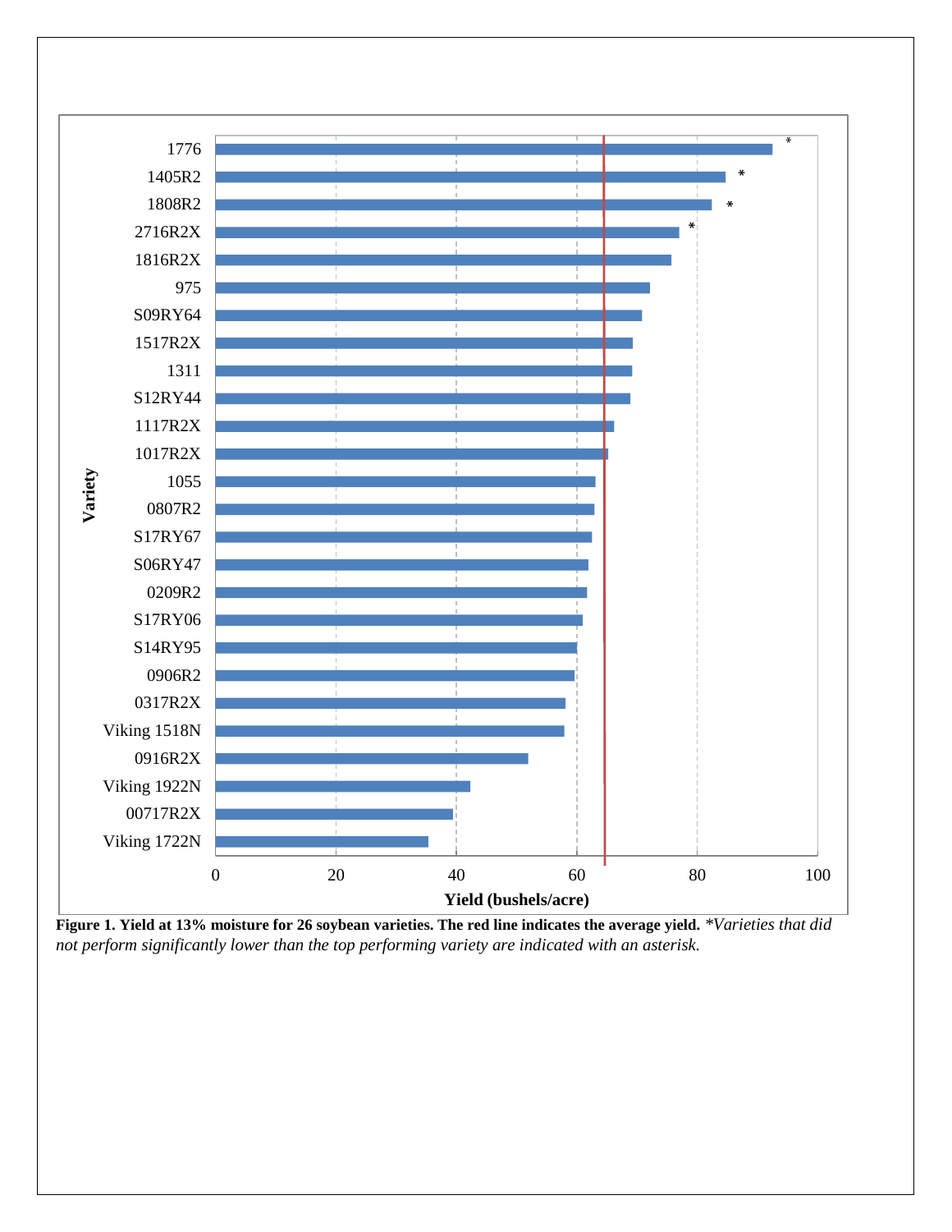**Figure 1. Yield at 13% moisture for 26 soybean varieties. The red line indicates the average yield.** *\*Varieties that did not perform significantly lower than the top performing variety are indicated with an asterisk.*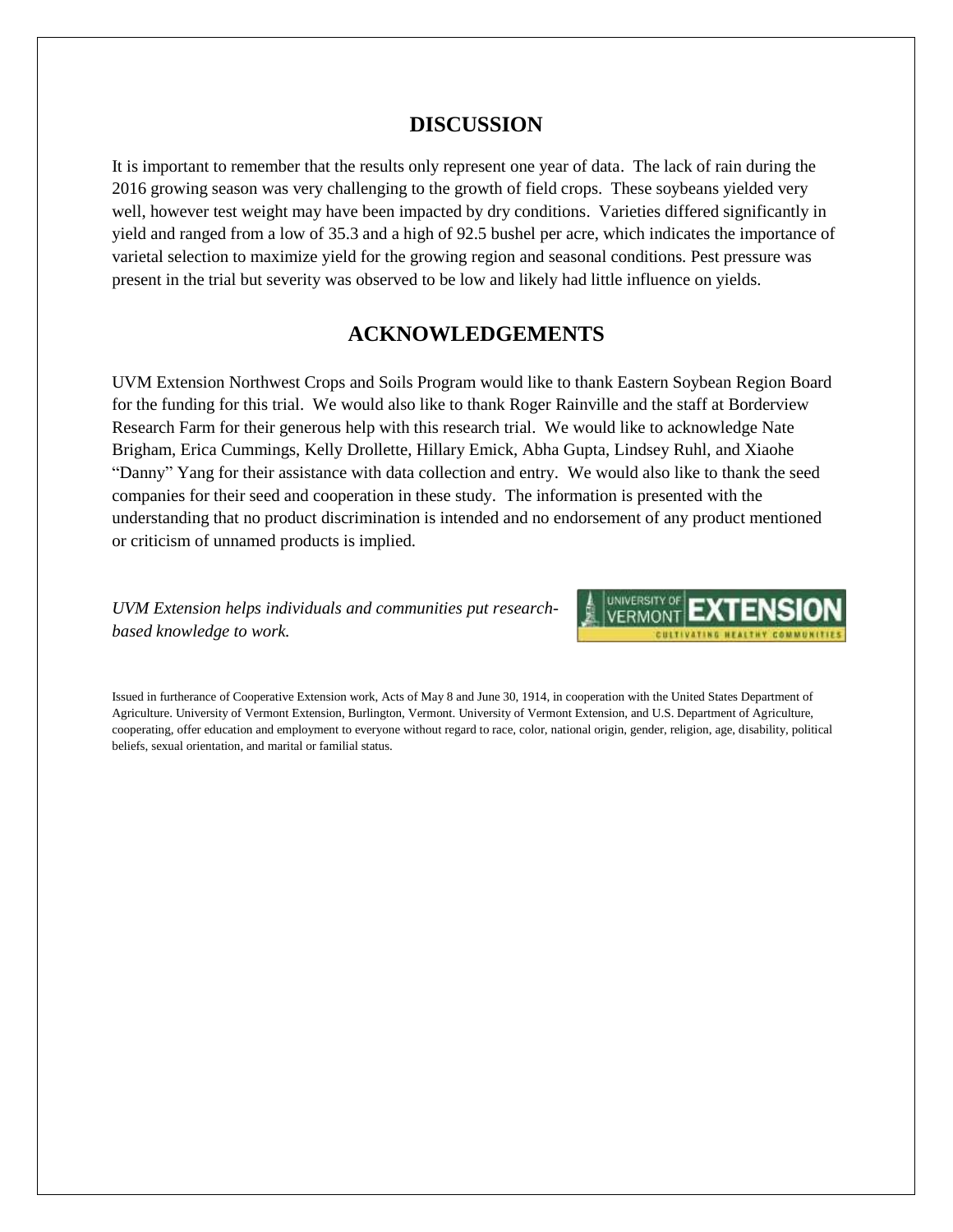## DISCUSSION

It is important to remember that the results only represent one year of data. The lack of rain during the 2016 growing season was very challenging to the growth of field crops. These soybeans yielded very well, however test weight may have been impacted by dry conditions. Varieties differed significantly in yield and ranged from a low of 35.3 and a high of 92.5 bushel per acre, which indicates the importance of varietal selection to maximize yield for the growing region and seasonal conditions. Pest pressure was present in the trial but severity was observed to be low and likely had little influence on yields.

## ACKNOWLEDGEMENTS

UVM Extension Northwest Crops and Soils Program would like to thank Eastern Soybean Region Board for the funding for this trial. We would also like to thank Roger Rainville and the staff at Borderview Research Farm for their generous help with this research trial. We would like to acknowledge Nate Brigham, Erica Cummings, Kelly Drollette, Hillary Emick, Abha Gupta, Lindsey Ruhl, and Xiaohe "Danny" Yang for their assistance with data collection and entry. We would also like to thank the seed companies for their seed and cooperation in these study. The information is presented with the understanding that no product discrimination is intended and no endorsement of any product mentioned or criticism of unnamed products is implied.

*UVM Extension helps individuals and communities put research-based knowledge to work.*

UNIVERSITY OF VERMONT EXTENSION
CULTIVATING HEALTHY COMMUNITIES

Issued in furtherance of Cooperative Extension work, Acts of May 8 and June 30, 1914, in cooperation with the United States Department of Agriculture. University of Vermont Extension, Burlington, Vermont. University of Vermont Extension, and U.S. Department of Agriculture, cooperating, offer education and employment to everyone without regard to race, color, national origin, gender, religion, age, disability, political beliefs, sexual orientation, and marital or familial status.